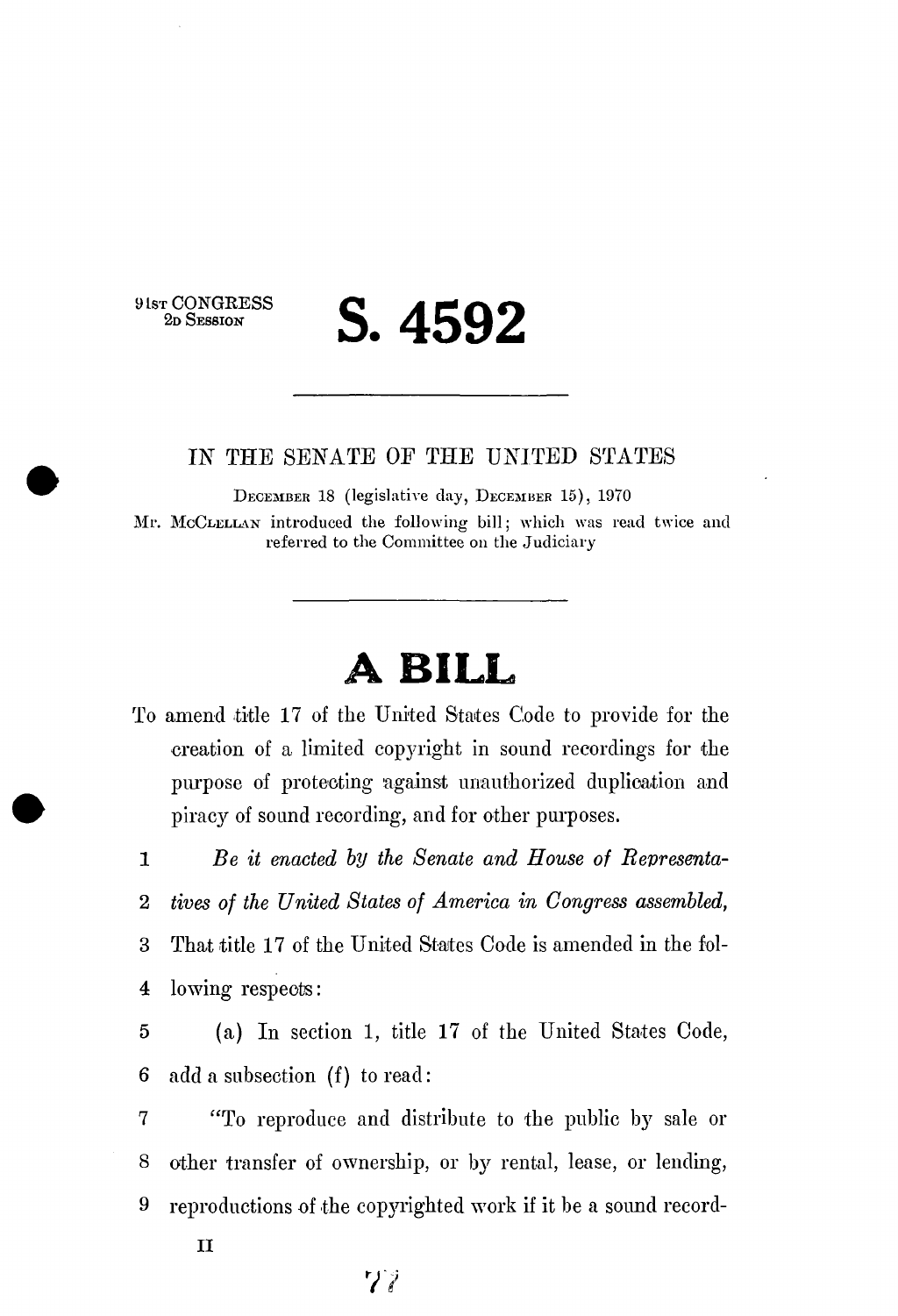91st CONGRESS
2d Session

# S. 4592

---

IN THE SENATE OF THE UNITED STATES

December 18 (legislative day, December 15), 1970

Mr. McClellan introduced the following bill; which was read twice and referred to the Committee on the Judiciary

---

# A BILL

To amend title 17 of the United States Code to provide for the creation of a limited copyright in sound recordings for the purpose of protecting against unauthorized duplication and piracy of sound recording, and for other purposes.

1 *Be it enacted by the Senate and House of Representa-*
2 *tives of the United States of America in Congress assembled,*
3 That title 17 of the United States Code is amended in the fol-
4 lowing respects:
5 (a) In section 1, title 17 of the United States Code,
6 add a subsection (f) to read:
7 "To reproduce and distribute to the public by sale or
8 other transfer of ownership, or by rental, lease, or lending,
9 reproductions of the copyrighted work if it be a sound record-

II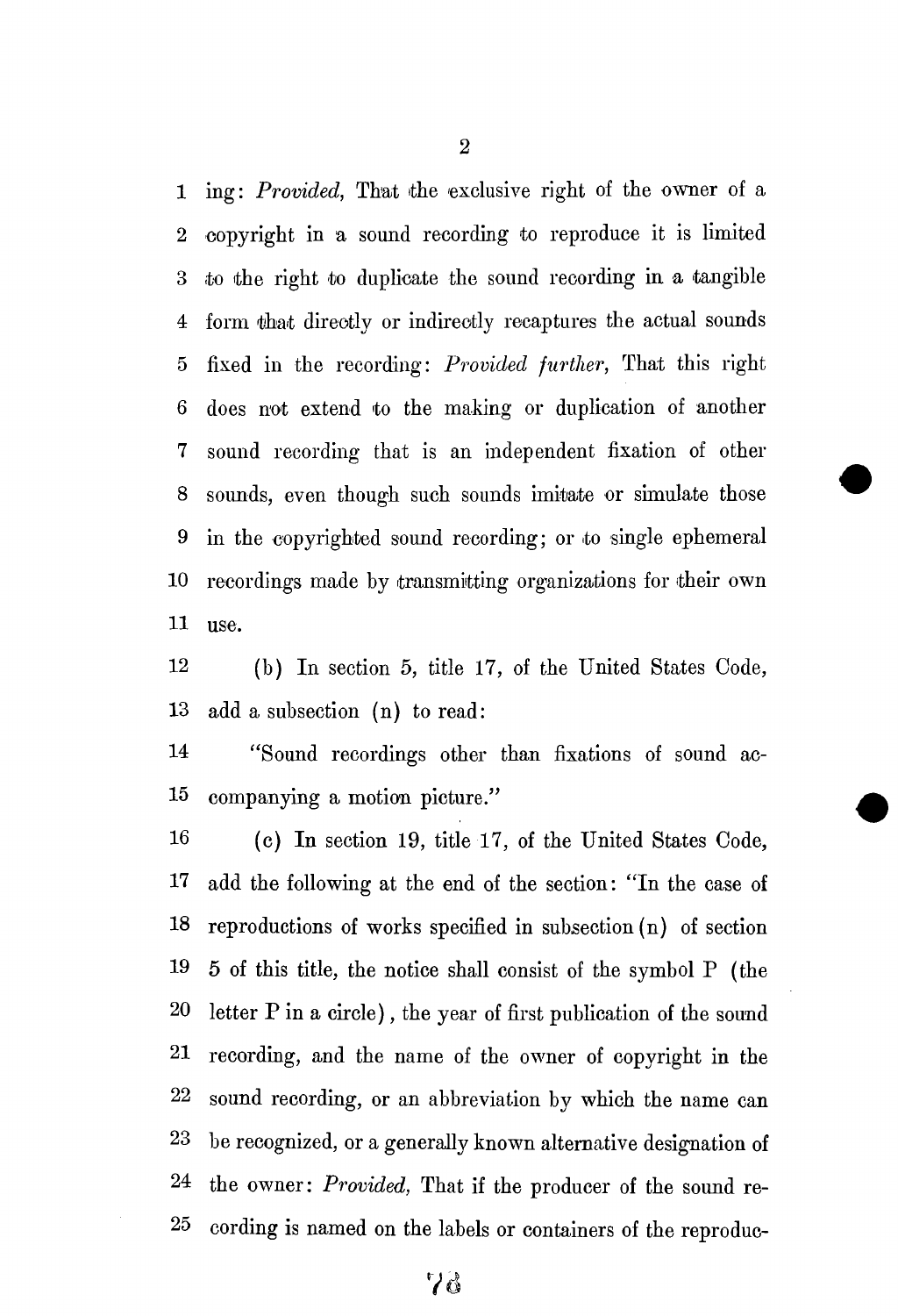ing: *Provided,* That the exclusive right of the owner of a copyright in a sound recording to reproduce it is limited to the right to duplicate the sound recording in a tangible form that directly or indirectly recaptures the actual sounds fixed in the recording: *Provided further,* That this right does not extend to the making or duplication of another sound recording that is an independent fixation of other sounds, even though such sounds imitate or simulate those in the copyrighted sound recording; or to single ephemeral recordings made by transmitting organizations for their own use.

(b) In section 5, title 17, of the United States Code, add a subsection (n) to read:

"Sound recordings other than fixations of sound accompanying a motion picture."

(c) In section 19, title 17, of the United States Code, add the following at the end of the section: "In the case of reproductions of works specified in subsection (n) of section 5 of this title, the notice shall consist of the symbol P (the letter P in a circle), the year of first publication of the sound recording, and the name of the owner of copyright in the sound recording, or an abbreviation by which the name can be recognized, or a generally known alternative designation of the owner: *Provided,* That if the producer of the sound recording is named on the labels or containers of the reproduc-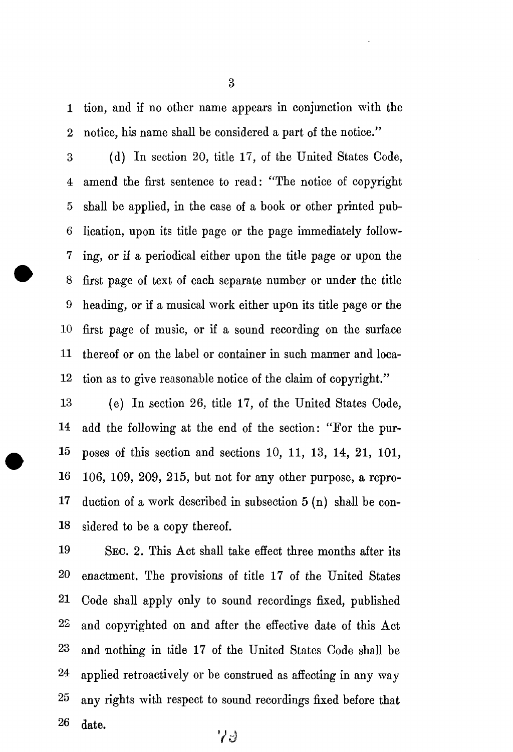tion, and if no other name appears in conjunction with the notice, his name shall be considered a part of the notice."

(d) In section 20, title 17, of the United States Code, amend the first sentence to read: "The notice of copyright shall be applied, in the case of a book or other printed publication, upon its title page or the page immediately following, or if a periodical either upon the title page or upon the first page of text of each separate number or under the title heading, or if a musical work either upon its title page or the first page of music, or if a sound recording on the surface thereof or on the label or container in such manner and location as to give reasonable notice of the claim of copyright."

(e) In section 26, title 17, of the United States Code, add the following at the end of the section: "For the purposes of this section and sections 10, 11, 13, 14, 21, 101, 106, 109, 209, 215, but not for any other purpose, a reproduction of a work described in subsection 5 (n) shall be considered to be a copy thereof.

SEC. 2. This Act shall take effect three months after its enactment. The provisions of title 17 of the United States Code shall apply only to sound recordings fixed, published and copyrighted on and after the effective date of this Act and nothing in title 17 of the United States Code shall be applied retroactively or be construed as affecting in any way any rights with respect to sound recordings fixed before that date.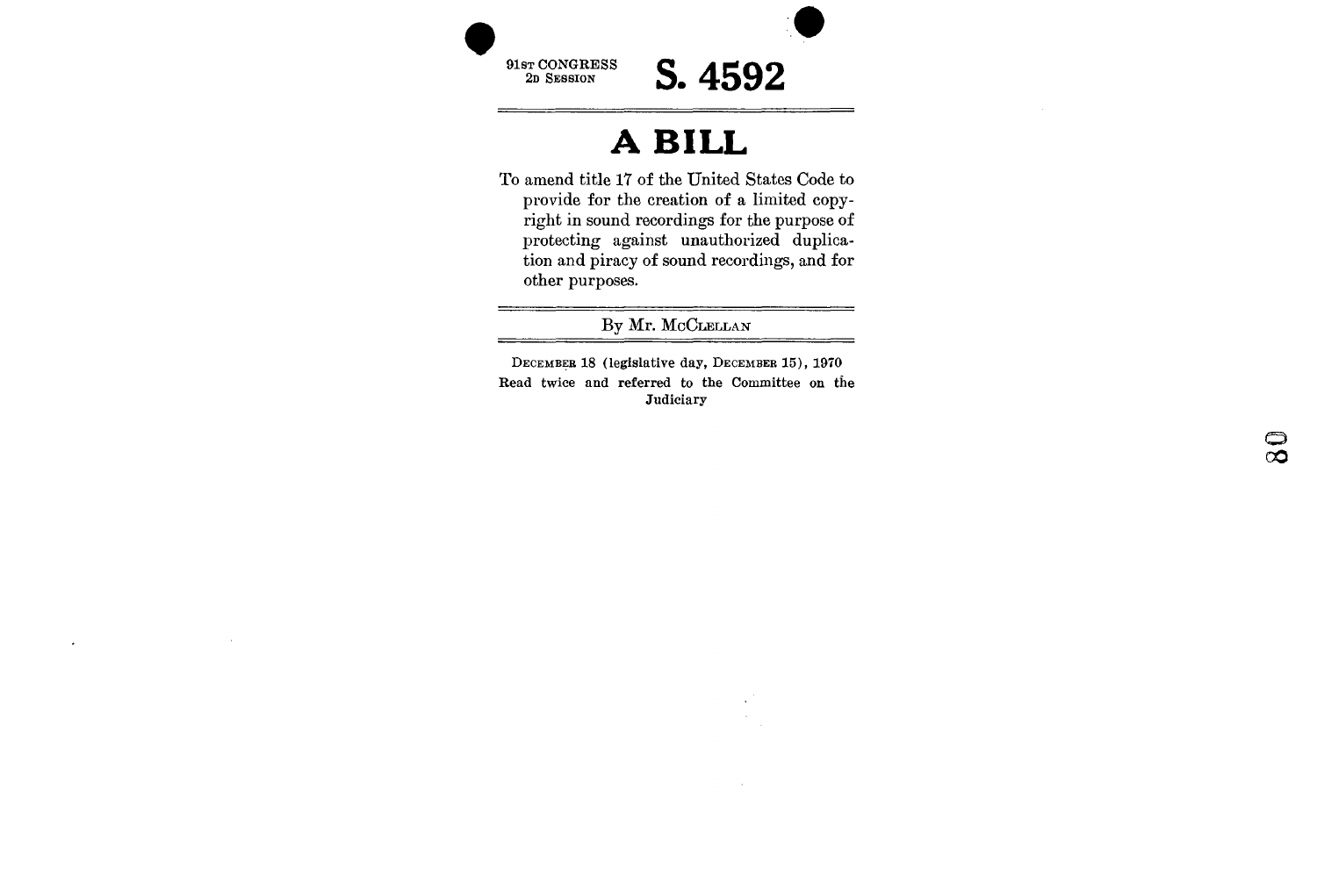91ST CONGRESS
2D SESSION

# S. 4592

# A BILL

To amend title 17 of the United States Code to provide for the creation of a limited copyright in sound recordings for the purpose of protecting against unauthorized duplication and piracy of sound recordings, and for other purposes.

By Mr. McCLELLAN

DECEMBER 18 (legislative day, DECEMBER 15), 1970
Read twice and referred to the Committee on the Judiciary